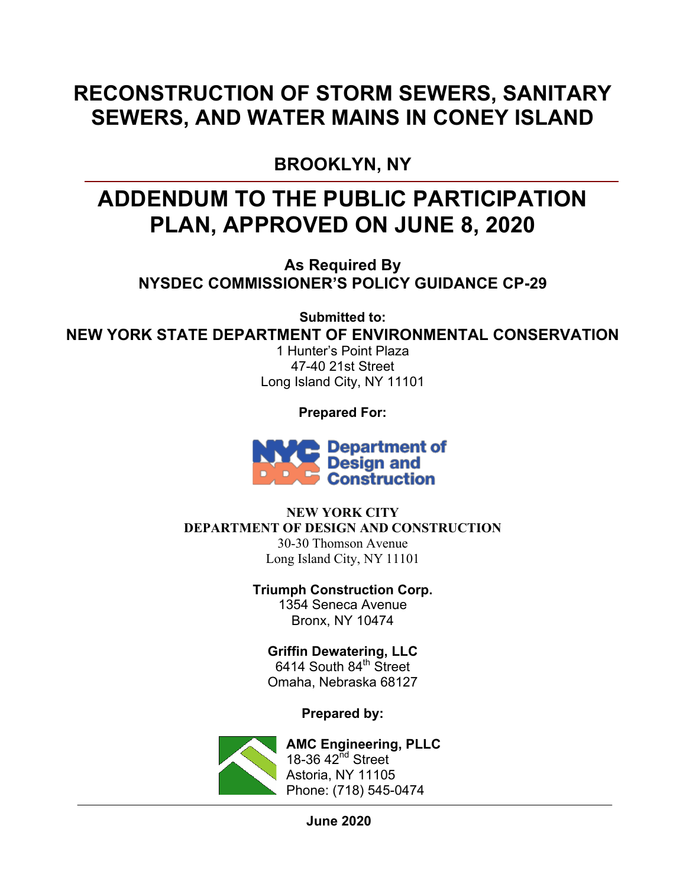# RECONSTRUCTION OF STORM SEWERS, SANITARY SEWERS, AND WATER MAINS IN CONEY ISLAND

## BROOKLYN, NY

# ADDENDUM TO THE PUBLIC PARTICIPATION PLAN, APPROVED ON JUNE 8, 2020

**As Required By**
**NYSDEC COMMISSIONER'S POLICY GUIDANCE CP-29**

**Submitted to:**
**NEW YORK STATE DEPARTMENT OF ENVIRONMENTAL CONSERVATION**
1 Hunter's Point Plaza
47-40 21st Street
Long Island City, NY 11101

**Prepared For:**

NYC Department of Design and Construction

**NEW YORK CITY**
**DEPARTMENT OF DESIGN AND CONSTRUCTION**
30-30 Thomson Avenue
Long Island City, NY 11101

**Triumph Construction Corp.**
1354 Seneca Avenue
Bronx, NY 10474

**Griffin Dewatering, LLC**
6414 South 84th Street
Omaha, Nebraska 68127

**Prepared by:**

**AMC Engineering, PLLC**
18-36 42nd Street
Astoria, NY 11105
Phone: (718) 545-0474

**June 2020**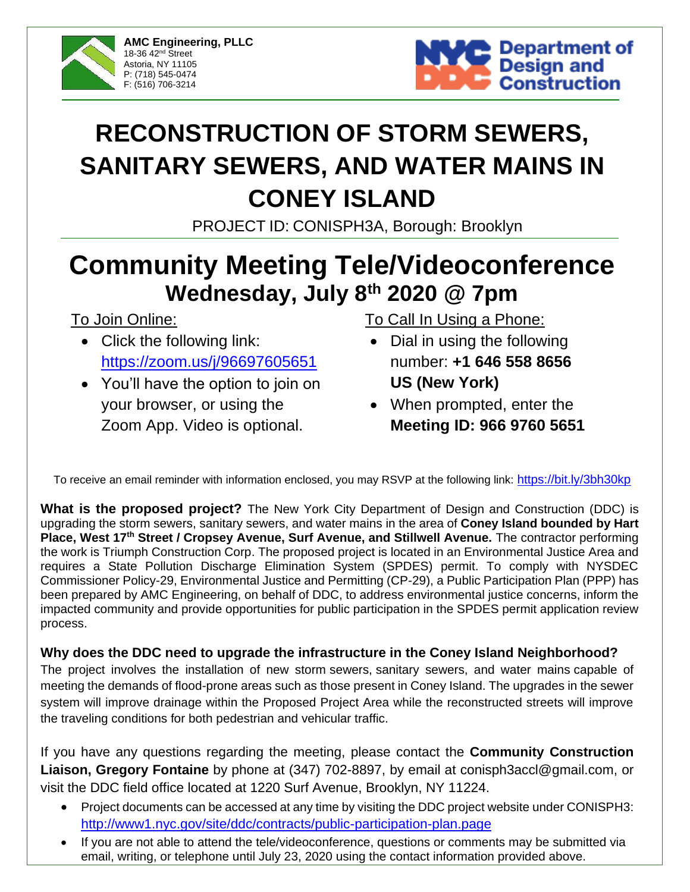**AMC Engineering, PLLC**
18-36 42nd Street
Astoria, NY 11105
P: (718) 545-0474
F: (516) 706-3214

NYC DDC Department of Design and Construction

# RECONSTRUCTION OF STORM SEWERS, SANITARY SEWERS, AND WATER MAINS IN CONEY ISLAND

PROJECT ID: CONISPH3A, Borough: Brooklyn

# Community Meeting Tele/Videoconference

## Wednesday, July 8th 2020 @ 7pm

To Join Online:

- Click the following link: https://zoom.us/j/96697605651
- You'll have the option to join on your browser, or using the Zoom App. Video is optional.

To Call In Using a Phone:

- Dial in using the following number: **+1 646 558 8656 US (New York)**
- When prompted, enter the **Meeting ID: 966 9760 5651**

To receive an email reminder with information enclosed, you may RSVP at the following link: https://bit.ly/3bh30kp

**What is the proposed project?** The New York City Department of Design and Construction (DDC) is upgrading the storm sewers, sanitary sewers, and water mains in the area of **Coney Island bounded by Hart Place, West 17th Street / Cropsey Avenue, Surf Avenue, and Stillwell Avenue.** The contractor performing the work is Triumph Construction Corp. The proposed project is located in an Environmental Justice Area and requires a State Pollution Discharge Elimination System (SPDES) permit. To comply with NYSDEC Commissioner Policy-29, Environmental Justice and Permitting (CP-29), a Public Participation Plan (PPP) has been prepared by AMC Engineering, on behalf of DDC, to address environmental justice concerns, inform the impacted community and provide opportunities for public participation in the SPDES permit application review process.

**Why does the DDC need to upgrade the infrastructure in the Coney Island Neighborhood?**
The project involves the installation of new storm sewers, sanitary sewers, and water mains capable of meeting the demands of flood-prone areas such as those present in Coney Island. The upgrades in the sewer system will improve drainage within the Proposed Project Area while the reconstructed streets will improve the traveling conditions for both pedestrian and vehicular traffic.

If you have any questions regarding the meeting, please contact the **Community Construction Liaison, Gregory Fontaine** by phone at (347) 702-8897, by email at conisph3accl@gmail.com, or visit the DDC field office located at 1220 Surf Avenue, Brooklyn, NY 11224.

- Project documents can be accessed at any time by visiting the DDC project website under CONISPH3: http://www1.nyc.gov/site/ddc/contracts/public-participation-plan.page
- If you are not able to attend the tele/videoconference, questions or comments may be submitted via email, writing, or telephone until July 23, 2020 using the contact information provided above.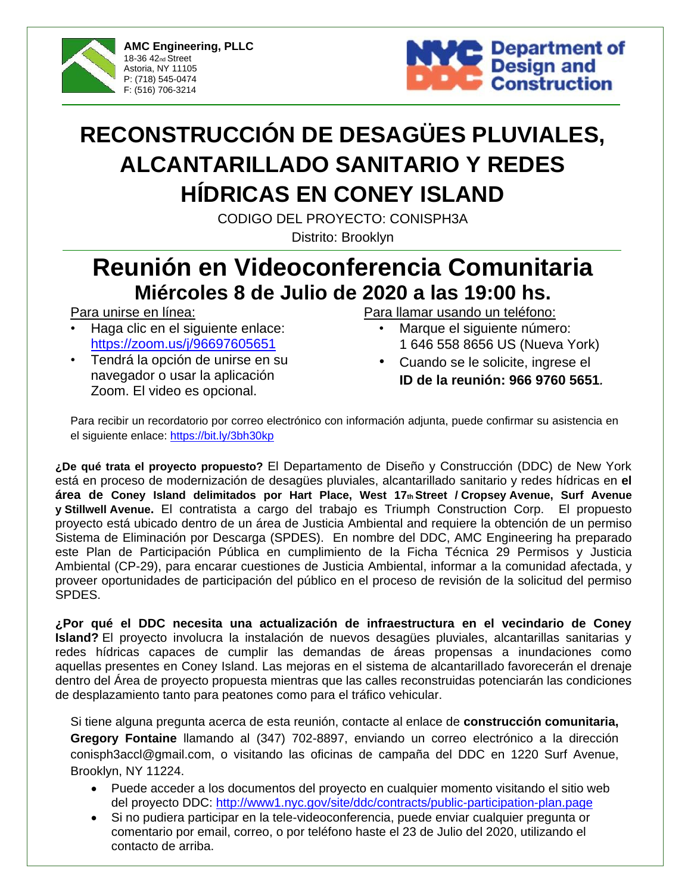**AMC Engineering, PLLC**
18-36 42nd Street
Astoria, NY 11105
P: (718) 545-0474
F: (516) 706-3214

NYC DDC Department of Design and Construction

# RECONSTRUCCIÓN DE DESAGÜES PLUVIALES, ALCANTARILLADO SANITARIO Y REDES HÍDRICAS EN CONEY ISLAND

CODIGO DEL PROYECTO: CONISPH3A

Distrito: Brooklyn

# Reunión en Videoconferencia Comunitaria

## Miércoles 8 de Julio de 2020 a las 19:00 hs.

Para unirse en línea:

- Haga clic en el siguiente enlace: https://zoom.us/j/96697605651
- Tendrá la opción de unirse en su navegador o usar la aplicación Zoom. El video es opcional.

Para llamar usando un teléfono:

- Marque el siguiente número: 1 646 558 8656 US (Nueva York)
- Cuando se le solicite, ingrese el **ID de la reunión: 966 9760 5651**.

Para recibir un recordatorio por correo electrónico con información adjunta, puede confirmar su asistencia en el siguiente enlace: https://bit.ly/3bh30kp

**¿De qué trata el proyecto propuesto?** El Departamento de Diseño y Construcción (DDC) de New York está en proceso de modernización de desagües pluviales, alcantarillado sanitario y redes hídricas en **el área de Coney Island delimitados por Hart Place, West 17th Street / Cropsey Avenue, Surf Avenue y Stillwell Avenue.** El contratista a cargo del trabajo es Triumph Construction Corp. El propuesto proyecto está ubicado dentro de un área de Justicia Ambiental and requiere la obtención de un permiso Sistema de Eliminación por Descarga (SPDES). En nombre del DDC, AMC Engineering ha preparado este Plan de Participación Pública en cumplimiento de la Ficha Técnica 29 Permisos y Justicia Ambiental (CP-29), para encarar cuestiones de Justicia Ambiental, informar a la comunidad afectada, y proveer oportunidades de participación del público en el proceso de revisión de la solicitud del permiso SPDES.

**¿Por qué el DDC necesita una actualización de infraestructura en el vecindario de Coney Island?** El proyecto involucra la instalación de nuevos desagües pluviales, alcantarillas sanitarias y redes hídricas capaces de cumplir las demandas de áreas propensas a inundaciones como aquellas presentes en Coney Island. Las mejoras en el sistema de alcantarillado favorecerán el drenaje dentro del Área de proyecto propuesta mientras que las calles reconstruidas potenciarán las condiciones de desplazamiento tanto para peatones como para el tráfico vehicular.

Si tiene alguna pregunta acerca de esta reunión, contacte al enlace de **construcción comunitaria, Gregory Fontaine** llamando al (347) 702-8897, enviando un correo electrónico a la dirección conisph3accl@gmail.com, o visitando las oficinas de campaña del DDC en 1220 Surf Avenue, Brooklyn, NY 11224.

- Puede acceder a los documentos del proyecto en cualquier momento visitando el sitio web del proyecto DDC: http://www1.nyc.gov/site/ddc/contracts/public-participation-plan.page
- Si no pudiera participar en la tele-videoconferencia, puede enviar cualquier pregunta or comentario por email, correo, o por teléfono haste el 23 de Julio del 2020, utilizando el contacto de arriba.